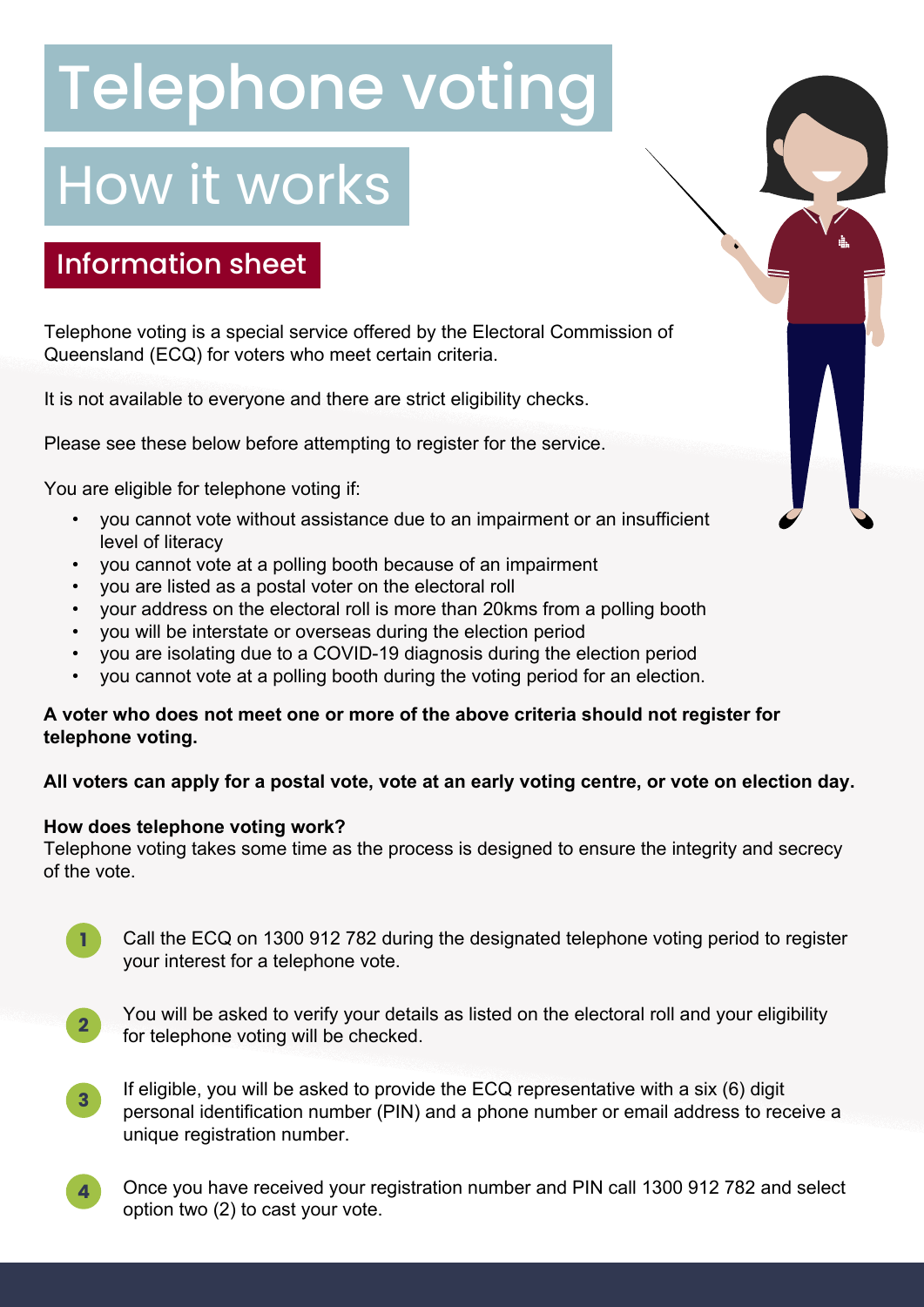# Telephone voting

## How it works

### Information sheet

Telephone voting is a special service offered by the Electoral Commission of Queensland (ECQ) for voters who meet certain criteria.

It is not available to everyone and there are strict eligibility checks.

Please see these below before attempting to register for the service.

You are eligible for telephone voting if:

- you cannot vote without assistance due to an impairment or an insufficient level of literacy
- you cannot vote at a polling booth because of an impairment
- you are listed as a postal voter on the electoral roll
- your address on the electoral roll is more than 20kms from a polling booth
- you will be interstate or overseas during the election period
- you are isolating due to a COVID-19 diagnosis during the election period
- you cannot vote at a polling booth during the voting period for an election.

**A voter who does not meet one or more of the above criteria should not register for telephone voting.**

**All voters can apply for a postal vote, vote at an early voting centre, or vote on election day.**

**How does telephone voting work?**
Telephone voting takes some time as the process is designed to ensure the integrity and secrecy of the vote.

1. Call the ECQ on 1300 912 782 during the designated telephone voting period to register your interest for a telephone vote.
2. You will be asked to verify your details as listed on the electoral roll and your eligibility for telephone voting will be checked.
3. If eligible, you will be asked to provide the ECQ representative with a six (6) digit personal identification number (PIN) and a phone number or email address to receive a unique registration number.
4. Once you have received your registration number and PIN call 1300 912 782 and select option two (2) to cast your vote.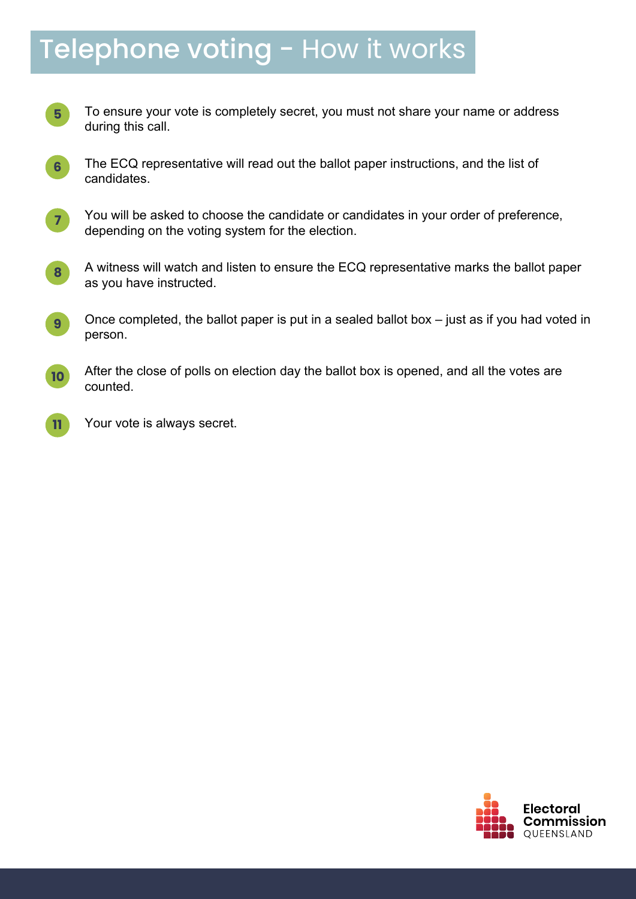# Telephone voting - How it works

5. To ensure your vote is completely secret, you must not share your name or address during this call.
6. The ECQ representative will read out the ballot paper instructions, and the list of candidates.
7. You will be asked to choose the candidate or candidates in your order of preference, depending on the voting system for the election.
8. A witness will watch and listen to ensure the ECQ representative marks the ballot paper as you have instructed.
9. Once completed, the ballot paper is put in a sealed ballot box – just as if you had voted in person.
10. After the close of polls on election day the ballot box is opened, and all the votes are counted.
11. Your vote is always secret.

Electoral Commission QUEENSLAND